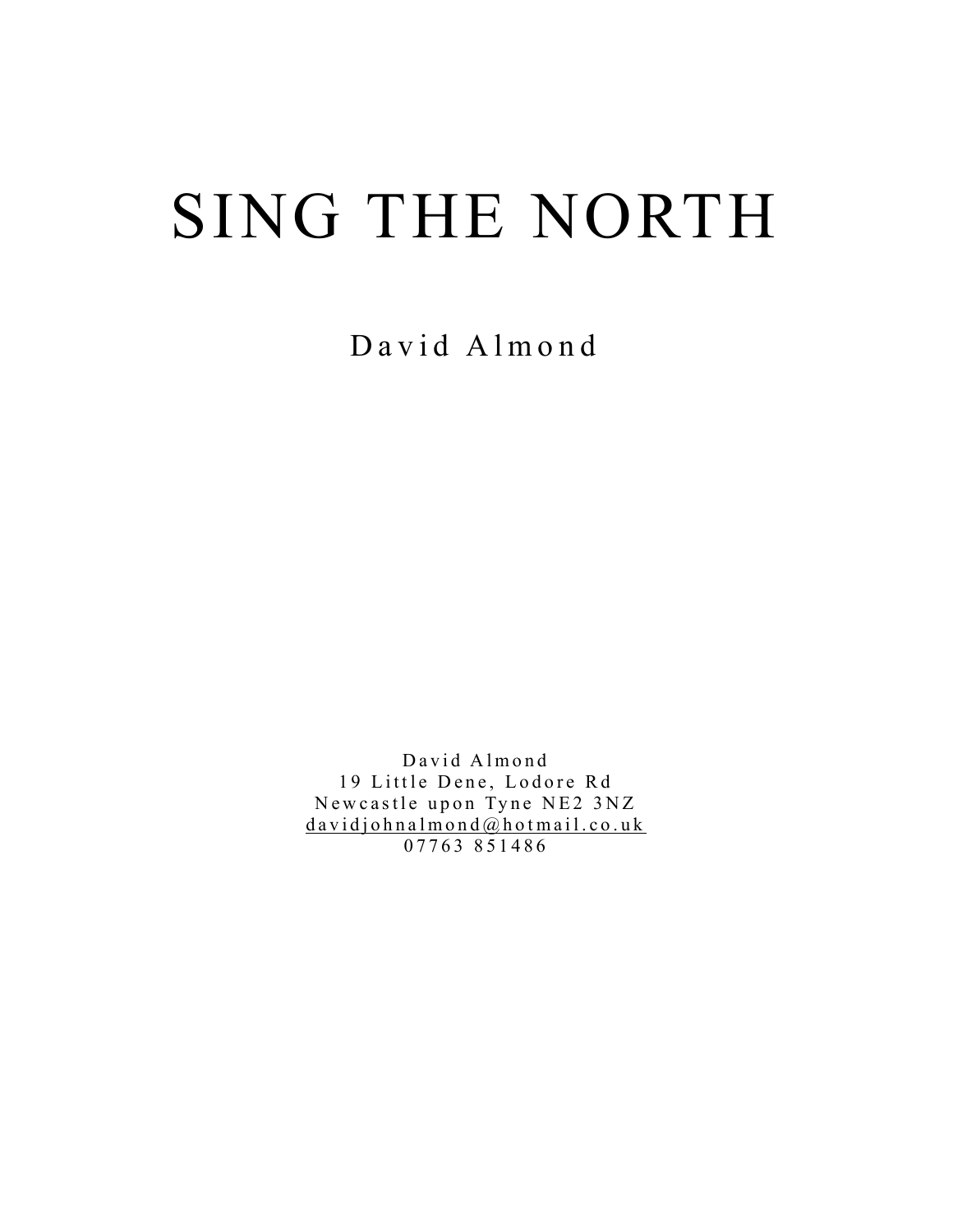# SING THE NORTH

David Almond

David Almond
19 Little Dene, Lodore Rd
Newcastle upon Tyne NE2 3NZ
davidjohnalmond@hotmail.co.uk
07763 851486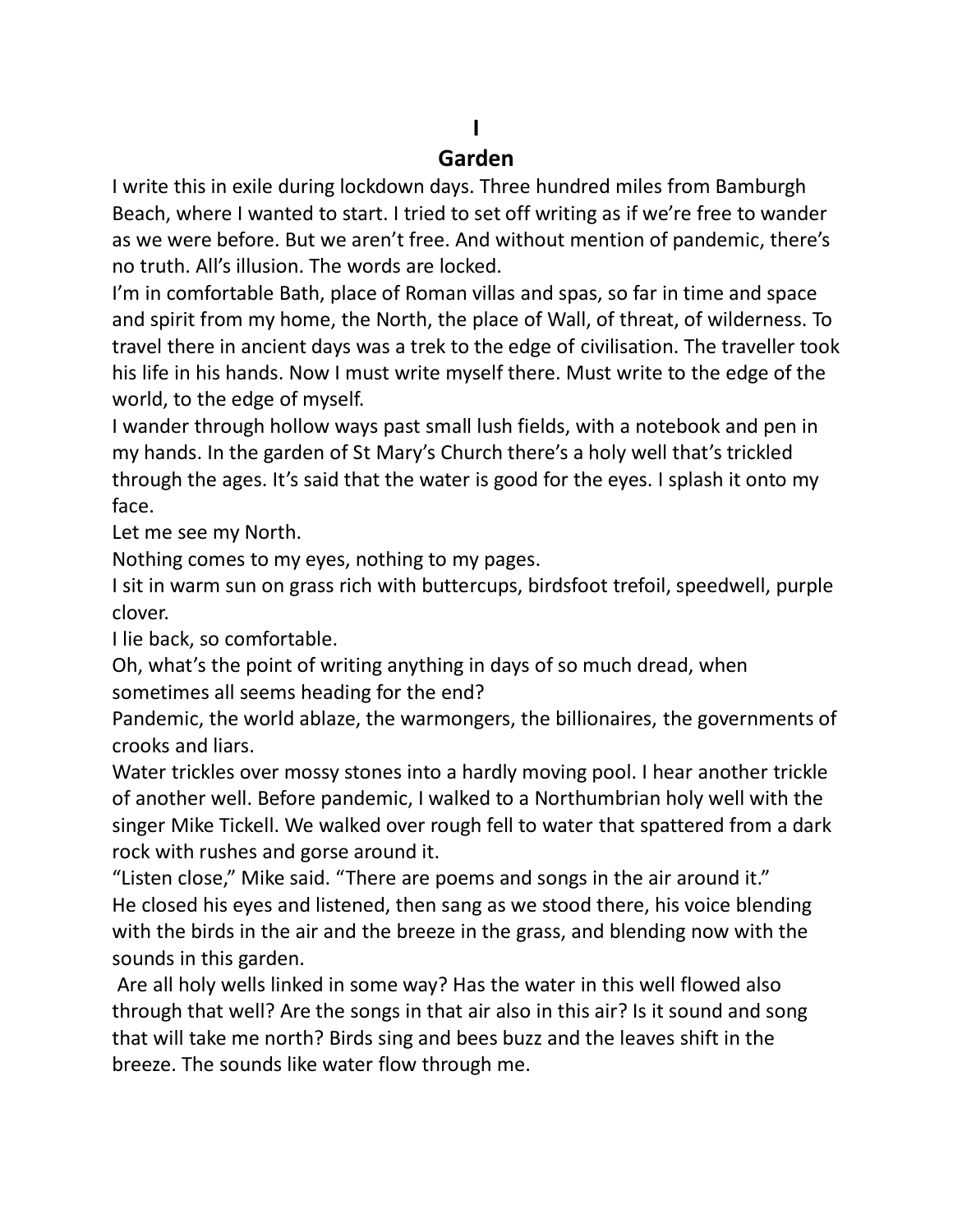# I

# Garden

I write this in exile during lockdown days. Three hundred miles from Bamburgh Beach, where I wanted to start. I tried to set off writing as if we're free to wander as we were before. But we aren't free. And without mention of pandemic, there's no truth. All's illusion. The words are locked.

I'm in comfortable Bath, place of Roman villas and spas, so far in time and space and spirit from my home, the North, the place of Wall, of threat, of wilderness. To travel there in ancient days was a trek to the edge of civilisation. The traveller took his life in his hands. Now I must write myself there. Must write to the edge of the world, to the edge of myself.

I wander through hollow ways past small lush fields, with a notebook and pen in my hands. In the garden of St Mary's Church there's a holy well that's trickled through the ages. It's said that the water is good for the eyes. I splash it onto my face.

Let me see my North.

Nothing comes to my eyes, nothing to my pages.

I sit in warm sun on grass rich with buttercups, birdsfoot trefoil, speedwell, purple clover.

I lie back, so comfortable.

Oh, what's the point of writing anything in days of so much dread, when sometimes all seems heading for the end?

Pandemic, the world ablaze, the warmongers, the billionaires, the governments of crooks and liars.

Water trickles over mossy stones into a hardly moving pool. I hear another trickle of another well. Before pandemic, I walked to a Northumbrian holy well with the singer Mike Tickell. We walked over rough fell to water that spattered from a dark rock with rushes and gorse around it.

"Listen close," Mike said. "There are poems and songs in the air around it."

He closed his eyes and listened, then sang as we stood there, his voice blending with the birds in the air and the breeze in the grass, and blending now with the sounds in this garden.

Are all holy wells linked in some way? Has the water in this well flowed also through that well? Are the songs in that air also in this air? Is it sound and song that will take me north? Birds sing and bees buzz and the leaves shift in the breeze. The sounds like water flow through me.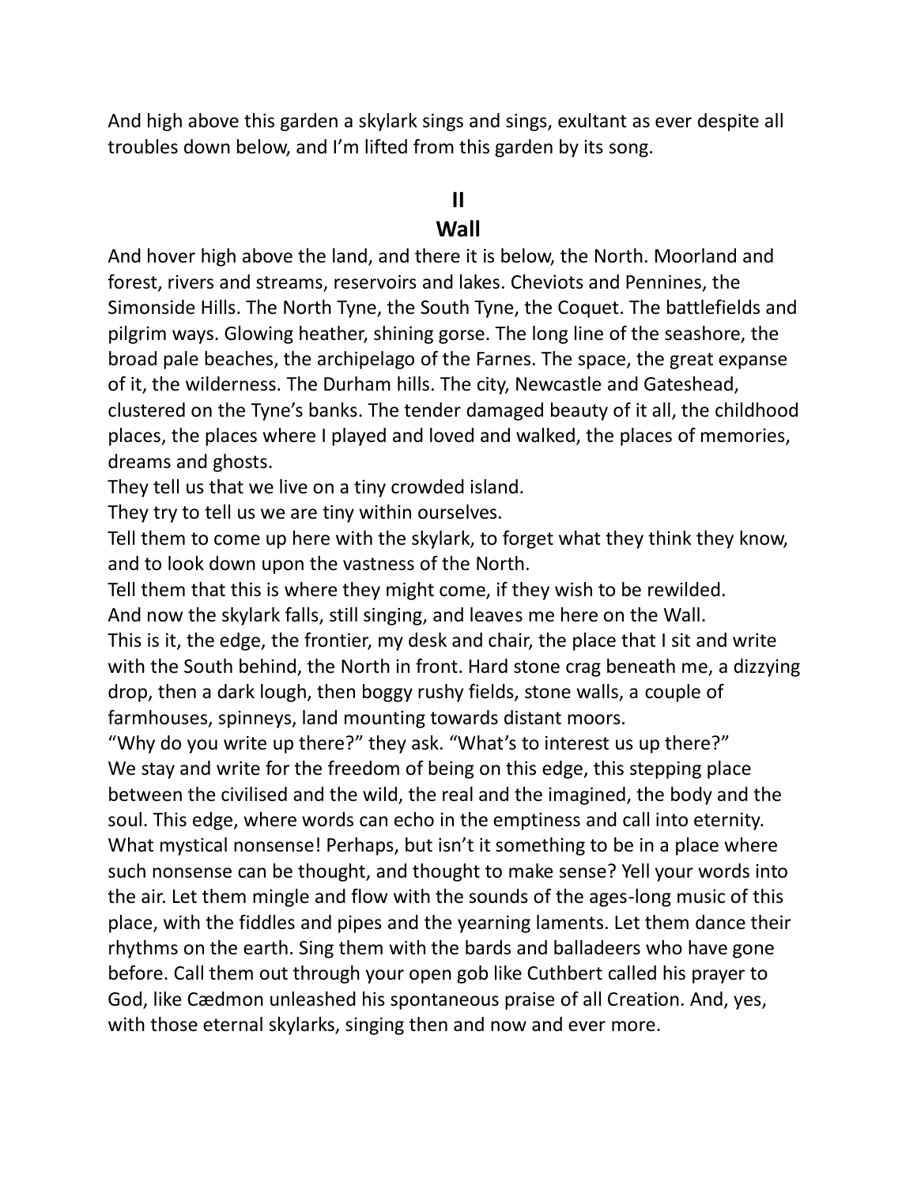And high above this garden a skylark sings and sings, exultant as ever despite all troubles down below, and I'm lifted from this garden by its song.

## II
## Wall

And hover high above the land, and there it is below, the North. Moorland and forest, rivers and streams, reservoirs and lakes. Cheviots and Pennines, the Simonside Hills. The North Tyne, the South Tyne, the Coquet. The battlefields and pilgrim ways. Glowing heather, shining gorse. The long line of the seashore, the broad pale beaches, the archipelago of the Farnes. The space, the great expanse of it, the wilderness. The Durham hills. The city, Newcastle and Gateshead, clustered on the Tyne's banks. The tender damaged beauty of it all, the childhood places, the places where I played and loved and walked, the places of memories, dreams and ghosts.

They tell us that we live on a tiny crowded island.

They try to tell us we are tiny within ourselves.

Tell them to come up here with the skylark, to forget what they think they know, and to look down upon the vastness of the North.

Tell them that this is where they might come, if they wish to be rewilded.

And now the skylark falls, still singing, and leaves me here on the Wall.

This is it, the edge, the frontier, my desk and chair, the place that I sit and write with the South behind, the North in front. Hard stone crag beneath me, a dizzying drop, then a dark lough, then boggy rushy fields, stone walls, a couple of farmhouses, spinneys, land mounting towards distant moors.

"Why do you write up there?" they ask. "What's to interest us up there?"

We stay and write for the freedom of being on this edge, this stepping place between the civilised and the wild, the real and the imagined, the body and the soul. This edge, where words can echo in the emptiness and call into eternity. What mystical nonsense! Perhaps, but isn't it something to be in a place where such nonsense can be thought, and thought to make sense? Yell your words into the air. Let them mingle and flow with the sounds of the ages-long music of this place, with the fiddles and pipes and the yearning laments. Let them dance their rhythms on the earth. Sing them with the bards and balladeers who have gone before. Call them out through your open gob like Cuthbert called his prayer to God, like Cædmon unleashed his spontaneous praise of all Creation. And, yes, with those eternal skylarks, singing then and now and ever more.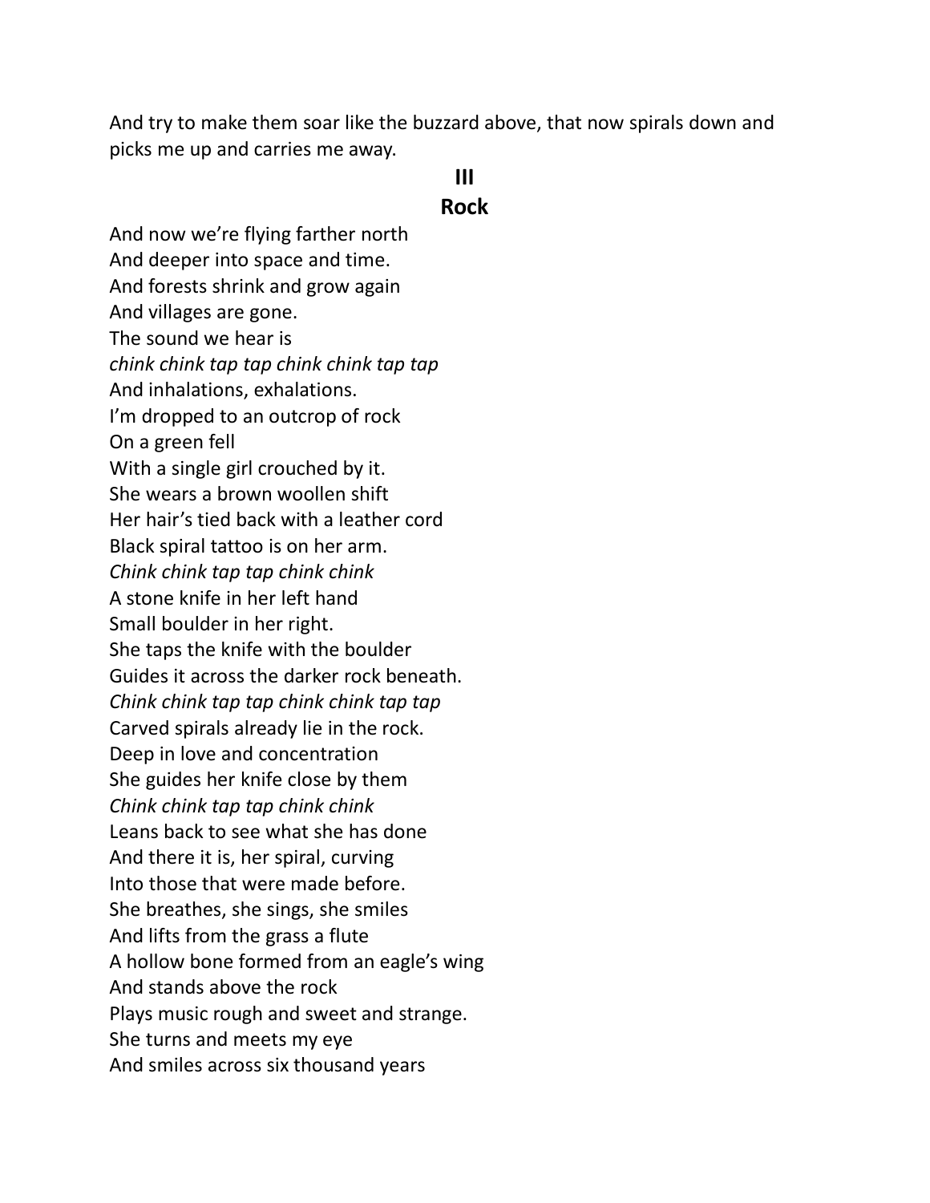And try to make them soar like the buzzard above, that now spirals down and picks me up and carries me away.

## III
## Rock

And now we're flying farther north  
And deeper into space and time.  
And forests shrink and grow again  
And villages are gone.  
The sound we hear is  
*chink chink tap tap chink chink tap tap*  
And inhalations, exhalations.  
I'm dropped to an outcrop of rock  
On a green fell  
With a single girl crouched by it.  
She wears a brown woollen shift  
Her hair's tied back with a leather cord  
Black spiral tattoo is on her arm.  
*Chink chink tap tap chink chink*  
A stone knife in her left hand  
Small boulder in her right.  
She taps the knife with the boulder  
Guides it across the darker rock beneath.  
*Chink chink tap tap chink chink tap tap*  
Carved spirals already lie in the rock.  
Deep in love and concentration  
She guides her knife close by them  
*Chink chink tap tap chink chink*  
Leans back to see what she has done  
And there it is, her spiral, curving  
Into those that were made before.  
She breathes, she sings, she smiles  
And lifts from the grass a flute  
A hollow bone formed from an eagle's wing  
And stands above the rock  
Plays music rough and sweet and strange.  
She turns and meets my eye  
And smiles across six thousand years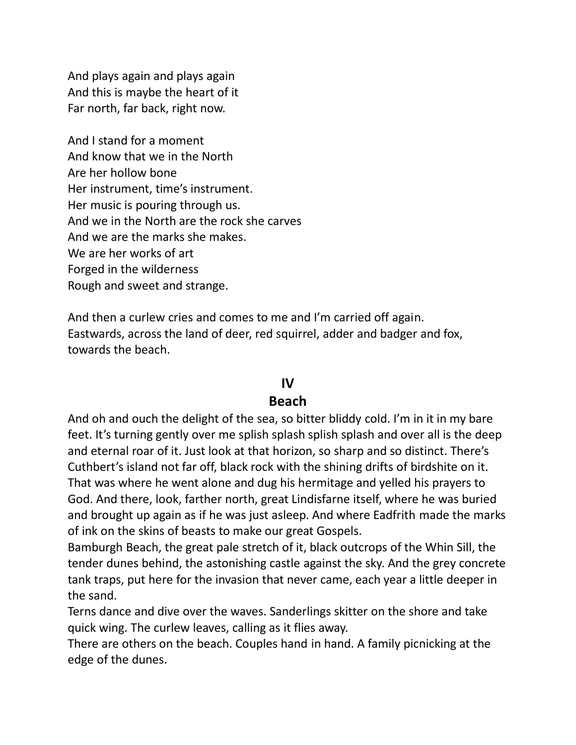And plays again and plays again  
And this is maybe the heart of it  
Far north, far back, right now.

And I stand for a moment  
And know that we in the North  
Are her hollow bone  
Her instrument, time's instrument.  
Her music is pouring through us.  
And we in the North are the rock she carves  
And we are the marks she makes.  
We are her works of art  
Forged in the wilderness  
Rough and sweet and strange.

And then a curlew cries and comes to me and I'm carried off again.  
Eastwards, across the land of deer, red squirrel, adder and badger and fox, towards the beach.

## IV
## Beach

And oh and ouch the delight of the sea, so bitter bliddy cold. I'm in it in my bare feet. It's turning gently over me splish splash splish splash and over all is the deep and eternal roar of it. Just look at that horizon, so sharp and so distinct. There's Cuthbert's island not far off, black rock with the shining drifts of birdshite on it. That was where he went alone and dug his hermitage and yelled his prayers to God. And there, look, farther north, great Lindisfarne itself, where he was buried and brought up again as if he was just asleep. And where Eadfrith made the marks of ink on the skins of beasts to make our great Gospels.

Bamburgh Beach, the great pale stretch of it, black outcrops of the Whin Sill, the tender dunes behind, the astonishing castle against the sky. And the grey concrete tank traps, put here for the invasion that never came, each year a little deeper in the sand.

Terns dance and dive over the waves. Sanderlings skitter on the shore and take quick wing. The curlew leaves, calling as it flies away.

There are others on the beach. Couples hand in hand. A family picnicking at the edge of the dunes.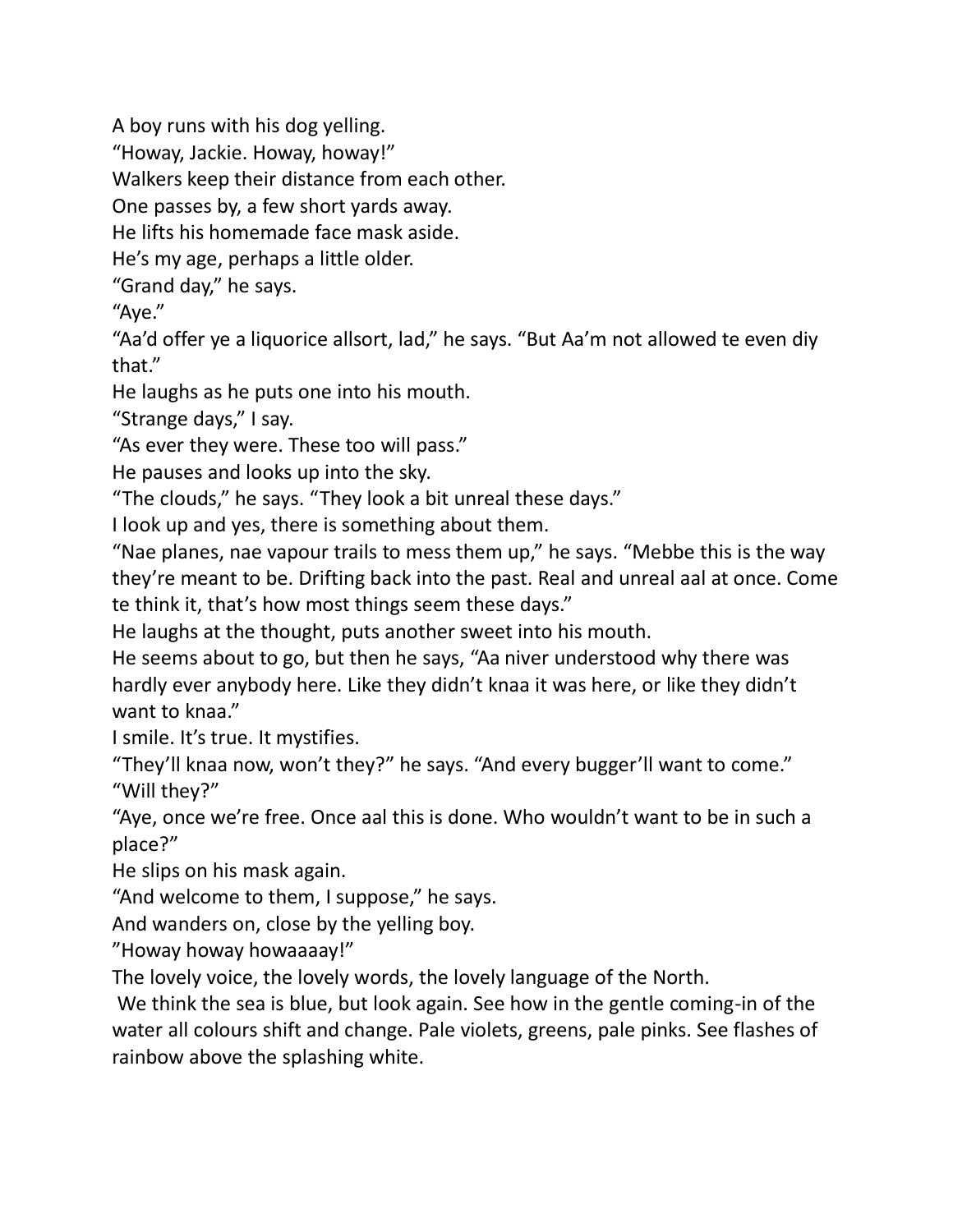A boy runs with his dog yelling.

“Howay, Jackie. Howay, howay!”

Walkers keep their distance from each other.

One passes by, a few short yards away.

He lifts his homemade face mask aside.

He’s my age, perhaps a little older.

“Grand day,” he says.

“Aye.”

“Aa’d offer ye a liquorice allsort, lad,” he says. “But Aa’m not allowed te even diy that.”

He laughs as he puts one into his mouth.

“Strange days,” I say.

“As ever they were. These too will pass.”

He pauses and looks up into the sky.

“The clouds,” he says. “They look a bit unreal these days.”

I look up and yes, there is something about them.

“Nae planes, nae vapour trails to mess them up,” he says. “Mebbe this is the way they’re meant to be. Drifting back into the past. Real and unreal aal at once. Come te think it, that’s how most things seem these days.”

He laughs at the thought, puts another sweet into his mouth.

He seems about to go, but then he says, “Aa niver understood why there was hardly ever anybody here. Like they didn’t knaa it was here, or like they didn’t want to knaa.”

I smile. It’s true. It mystifies.

“They’ll knaa now, won’t they?” he says. “And every bugger’ll want to come.”

“Will they?”

“Aye, once we’re free. Once aal this is done. Who wouldn’t want to be in such a place?”

He slips on his mask again.

“And welcome to them, I suppose,” he says.

And wanders on, close by the yelling boy.

”Howay howay howaaaay!”

The lovely voice, the lovely words, the lovely language of the North.

We think the sea is blue, but look again. See how in the gentle coming-in of the water all colours shift and change. Pale violets, greens, pale pinks. See flashes of rainbow above the splashing white.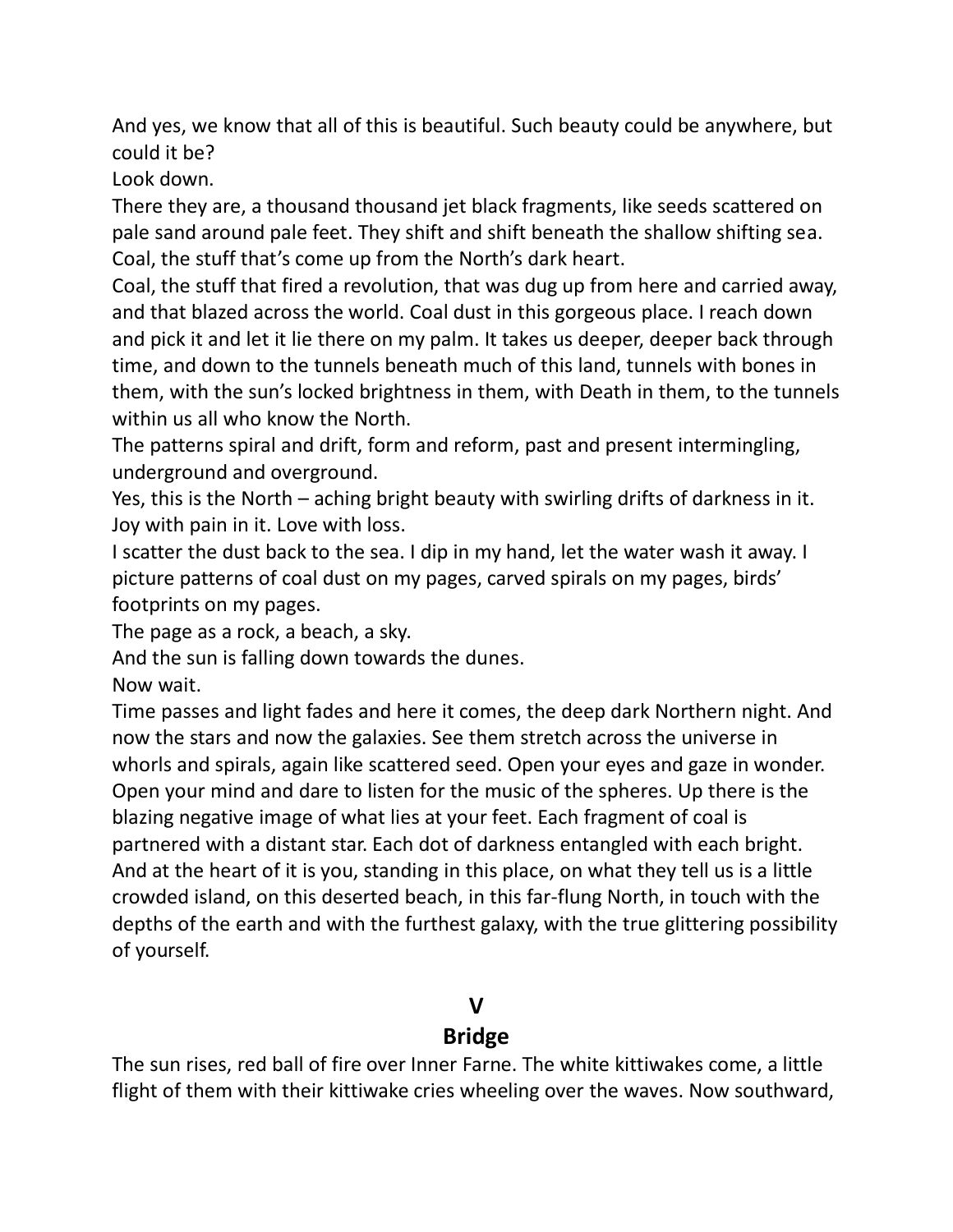And yes, we know that all of this is beautiful. Such beauty could be anywhere, but could it be?

Look down.

There they are, a thousand thousand jet black fragments, like seeds scattered on pale sand around pale feet. They shift and shift beneath the shallow shifting sea. Coal, the stuff that's come up from the North's dark heart.

Coal, the stuff that fired a revolution, that was dug up from here and carried away, and that blazed across the world. Coal dust in this gorgeous place. I reach down and pick it and let it lie there on my palm. It takes us deeper, deeper back through time, and down to the tunnels beneath much of this land, tunnels with bones in them, with the sun's locked brightness in them, with Death in them, to the tunnels within us all who know the North.

The patterns spiral and drift, form and reform, past and present intermingling, underground and overground.

Yes, this is the North – aching bright beauty with swirling drifts of darkness in it. Joy with pain in it. Love with loss.

I scatter the dust back to the sea. I dip in my hand, let the water wash it away. I picture patterns of coal dust on my pages, carved spirals on my pages, birds' footprints on my pages.

The page as a rock, a beach, a sky.

And the sun is falling down towards the dunes.

Now wait.

Time passes and light fades and here it comes, the deep dark Northern night. And now the stars and now the galaxies. See them stretch across the universe in whorls and spirals, again like scattered seed. Open your eyes and gaze in wonder. Open your mind and dare to listen for the music of the spheres. Up there is the blazing negative image of what lies at your feet. Each fragment of coal is partnered with a distant star. Each dot of darkness entangled with each bright. And at the heart of it is you, standing in this place, on what they tell us is a little crowded island, on this deserted beach, in this far-flung North, in touch with the depths of the earth and with the furthest galaxy, with the true glittering possibility of yourself.

## V

## Bridge

The sun rises, red ball of fire over Inner Farne. The white kittiwakes come, a little flight of them with their kittiwake cries wheeling over the waves. Now southward,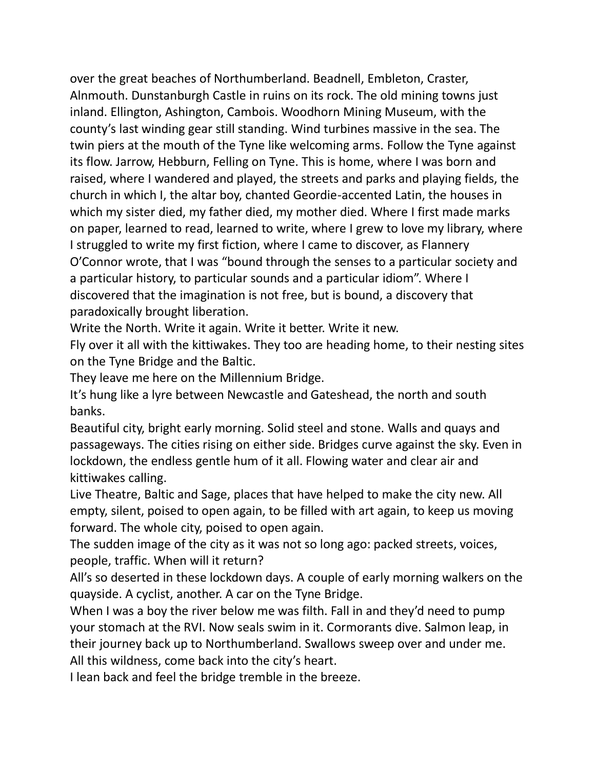over the great beaches of Northumberland. Beadnell, Embleton, Craster, Alnmouth. Dunstanburgh Castle in ruins on its rock. The old mining towns just inland. Ellington, Ashington, Cambois. Woodhorn Mining Museum, with the county's last winding gear still standing. Wind turbines massive in the sea. The twin piers at the mouth of the Tyne like welcoming arms. Follow the Tyne against its flow. Jarrow, Hebburn, Felling on Tyne. This is home, where I was born and raised, where I wandered and played, the streets and parks and playing fields, the church in which I, the altar boy, chanted Geordie-accented Latin, the houses in which my sister died, my father died, my mother died. Where I first made marks on paper, learned to read, learned to write, where I grew to love my library, where I struggled to write my first fiction, where I came to discover, as Flannery O'Connor wrote, that I was "bound through the senses to a particular society and a particular history, to particular sounds and a particular idiom". Where I discovered that the imagination is not free, but is bound, a discovery that paradoxically brought liberation.

Write the North. Write it again. Write it better. Write it new.

Fly over it all with the kittiwakes. They too are heading home, to their nesting sites on the Tyne Bridge and the Baltic.

They leave me here on the Millennium Bridge.

It's hung like a lyre between Newcastle and Gateshead, the north and south banks.

Beautiful city, bright early morning. Solid steel and stone. Walls and quays and passageways. The cities rising on either side. Bridges curve against the sky. Even in lockdown, the endless gentle hum of it all. Flowing water and clear air and kittiwakes calling.

Live Theatre, Baltic and Sage, places that have helped to make the city new. All empty, silent, poised to open again, to be filled with art again, to keep us moving forward. The whole city, poised to open again.

The sudden image of the city as it was not so long ago: packed streets, voices, people, traffic. When will it return?

All's so deserted in these lockdown days. A couple of early morning walkers on the quayside. A cyclist, another. A car on the Tyne Bridge.

When I was a boy the river below me was filth. Fall in and they'd need to pump your stomach at the RVI. Now seals swim in it. Cormorants dive. Salmon leap, in their journey back up to Northumberland. Swallows sweep over and under me. All this wildness, come back into the city's heart.

I lean back and feel the bridge tremble in the breeze.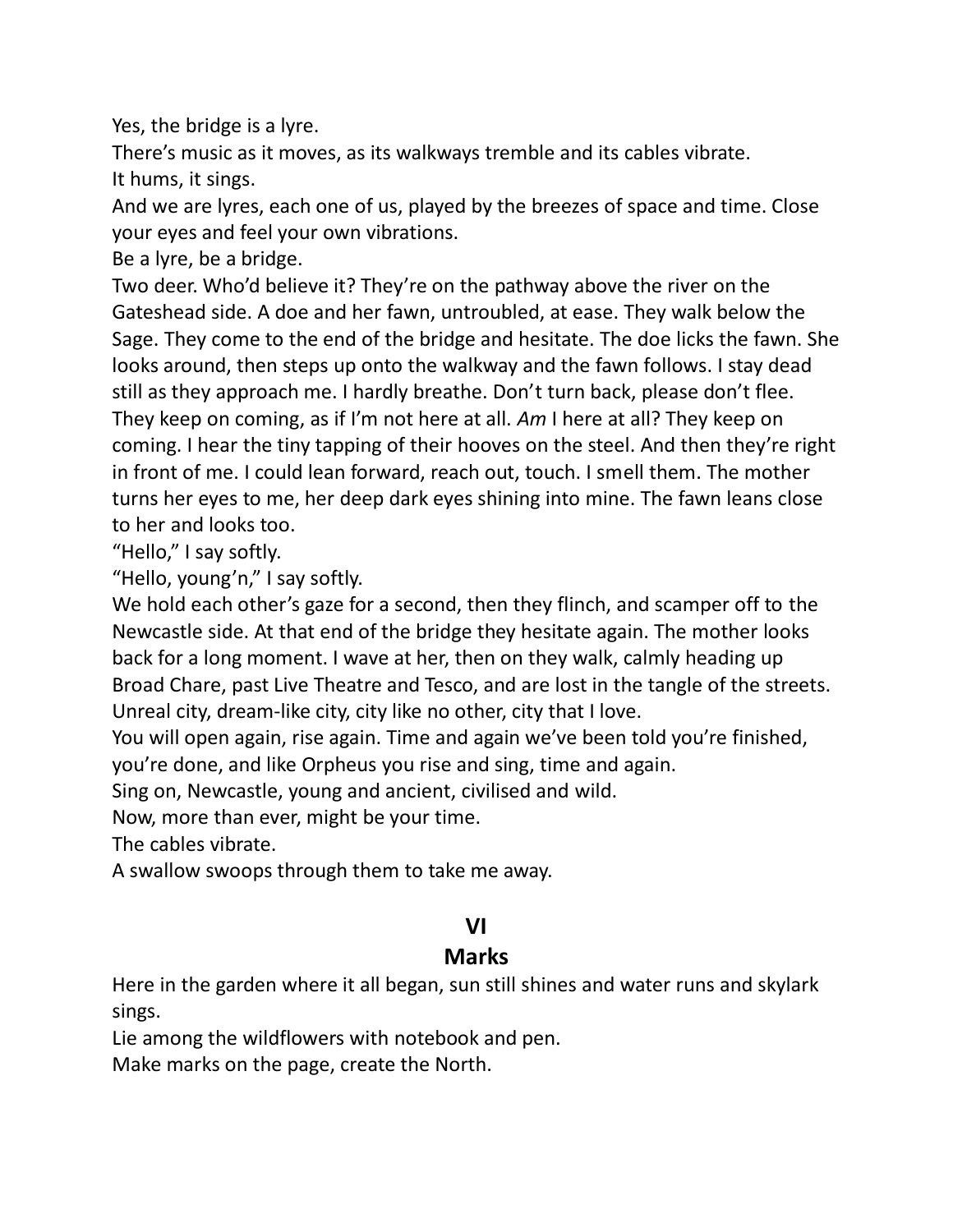Yes, the bridge is a lyre.

There's music as it moves, as its walkways tremble and its cables vibrate.

It hums, it sings.

And we are lyres, each one of us, played by the breezes of space and time. Close your eyes and feel your own vibrations.

Be a lyre, be a bridge.

Two deer. Who'd believe it? They're on the pathway above the river on the Gateshead side. A doe and her fawn, untroubled, at ease. They walk below the Sage. They come to the end of the bridge and hesitate. The doe licks the fawn. She looks around, then steps up onto the walkway and the fawn follows. I stay dead still as they approach me. I hardly breathe. Don't turn back, please don't flee. They keep on coming, as if I'm not here at all. *Am* I here at all? They keep on coming. I hear the tiny tapping of their hooves on the steel. And then they're right in front of me. I could lean forward, reach out, touch. I smell them. The mother turns her eyes to me, her deep dark eyes shining into mine. The fawn leans close to her and looks too.

"Hello," I say softly.

"Hello, young'n," I say softly.

We hold each other's gaze for a second, then they flinch, and scamper off to the Newcastle side. At that end of the bridge they hesitate again. The mother looks back for a long moment. I wave at her, then on they walk, calmly heading up Broad Chare, past Live Theatre and Tesco, and are lost in the tangle of the streets.

Unreal city, dream-like city, city like no other, city that I love.

You will open again, rise again. Time and again we've been told you're finished, you're done, and like Orpheus you rise and sing, time and again.

Sing on, Newcastle, young and ancient, civilised and wild.

Now, more than ever, might be your time.

The cables vibrate.

A swallow swoops through them to take me away.

## VI

## Marks

Here in the garden where it all began, sun still shines and water runs and skylark sings.

Lie among the wildflowers with notebook and pen.

Make marks on the page, create the North.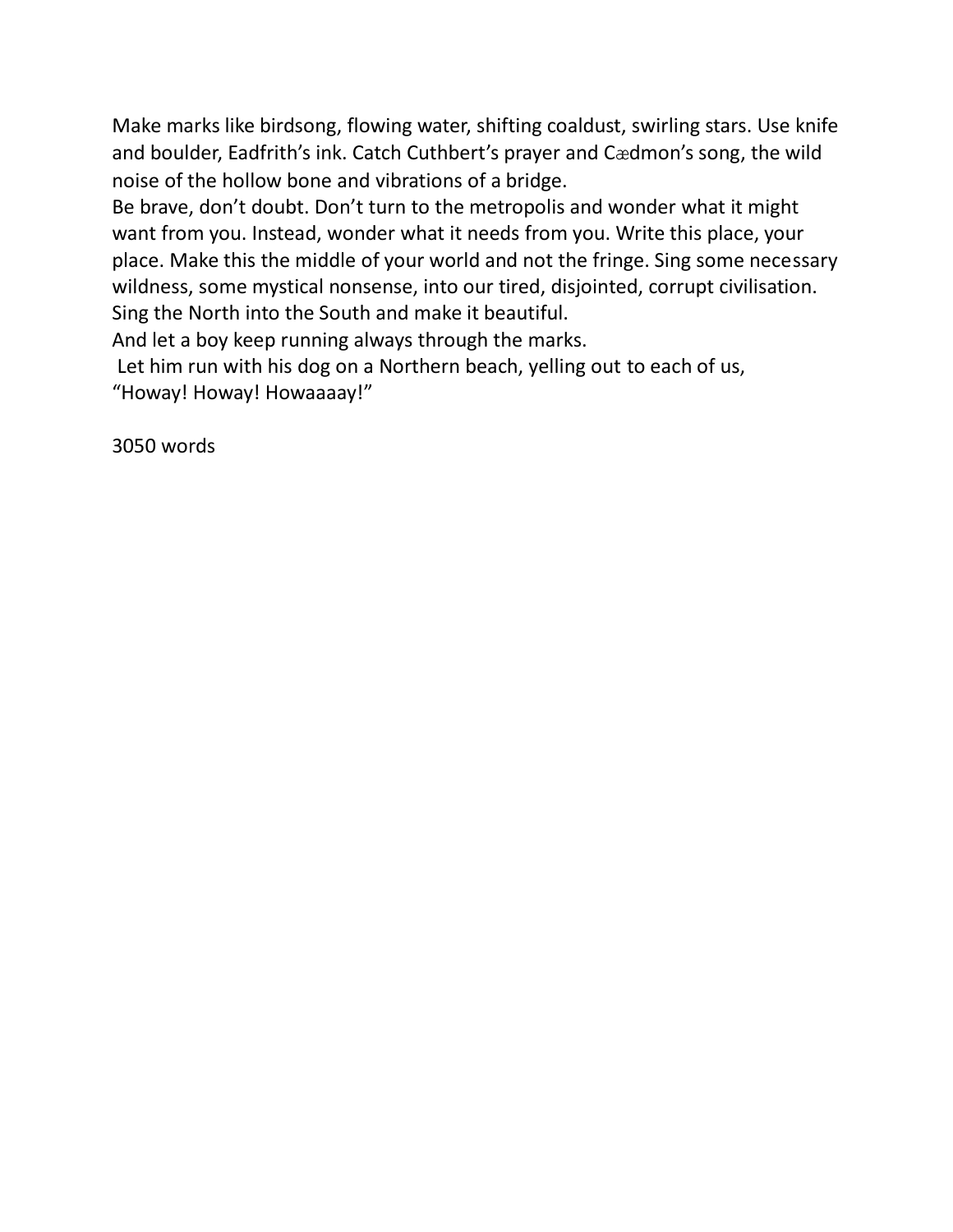Make marks like birdsong, flowing water, shifting coaldust, swirling stars. Use knife and boulder, Eadfrith's ink. Catch Cuthbert's prayer and Cædmon's song, the wild noise of the hollow bone and vibrations of a bridge.

Be brave, don't doubt. Don't turn to the metropolis and wonder what it might want from you. Instead, wonder what it needs from you. Write this place, your place. Make this the middle of your world and not the fringe. Sing some necessary wildness, some mystical nonsense, into our tired, disjointed, corrupt civilisation. Sing the North into the South and make it beautiful.

And let a boy keep running always through the marks.

Let him run with his dog on a Northern beach, yelling out to each of us,

"Howay! Howay! Howaaaay!"

3050 words